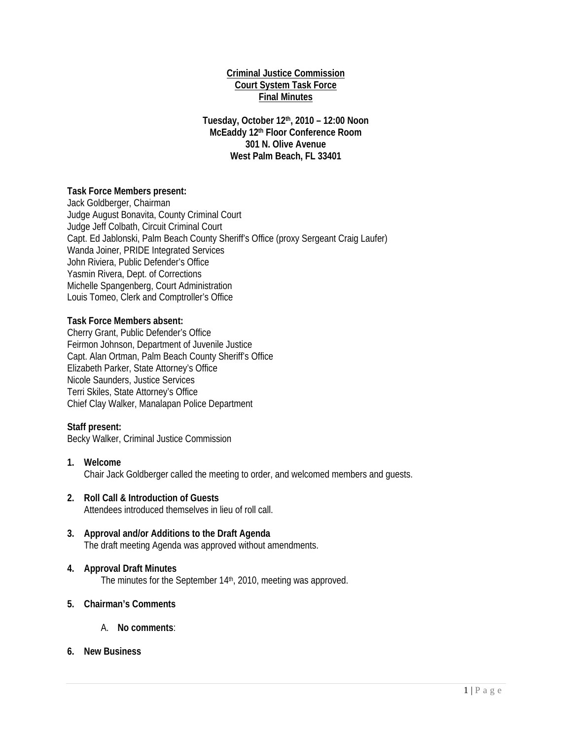**Criminal Justice Commission**
**Court System Task Force**
**Final Minutes**

**Tuesday, October 12th, 2010 – 12:00 Noon**
**McEaddy 12th Floor Conference Room**
**301 N. Olive Avenue**
**West Palm Beach, FL 33401**

**Task Force Members present:**
Jack Goldberger, Chairman
Judge August Bonavita, County Criminal Court
Judge Jeff Colbath, Circuit Criminal Court
Capt. Ed Jablonski, Palm Beach County Sheriff's Office (proxy Sergeant Craig Laufer)
Wanda Joiner, PRIDE Integrated Services
John Riviera, Public Defender's Office
Yasmin Rivera, Dept. of Corrections
Michelle Spangenberg, Court Administration
Louis Tomeo, Clerk and Comptroller's Office

**Task Force Members absent:**
Cherry Grant, Public Defender's Office
Feirmon Johnson, Department of Juvenile Justice
Capt. Alan Ortman, Palm Beach County Sheriff's Office
Elizabeth Parker, State Attorney's Office
Nicole Saunders, Justice Services
Terri Skiles, State Attorney's Office
Chief Clay Walker, Manalapan Police Department

**Staff present:**
Becky Walker, Criminal Justice Commission

1. **Welcome**
   Chair Jack Goldberger called the meeting to order, and welcomed members and guests.

2. **Roll Call & Introduction of Guests**
   Attendees introduced themselves in lieu of roll call.

3. **Approval and/or Additions to the Draft Agenda**
   The draft meeting Agenda was approved without amendments.

4. **Approval Draft Minutes**
   The minutes for the September 14th, 2010, meeting was approved.

5. **Chairman's Comments**

   A. **No comments**:

6. **New Business**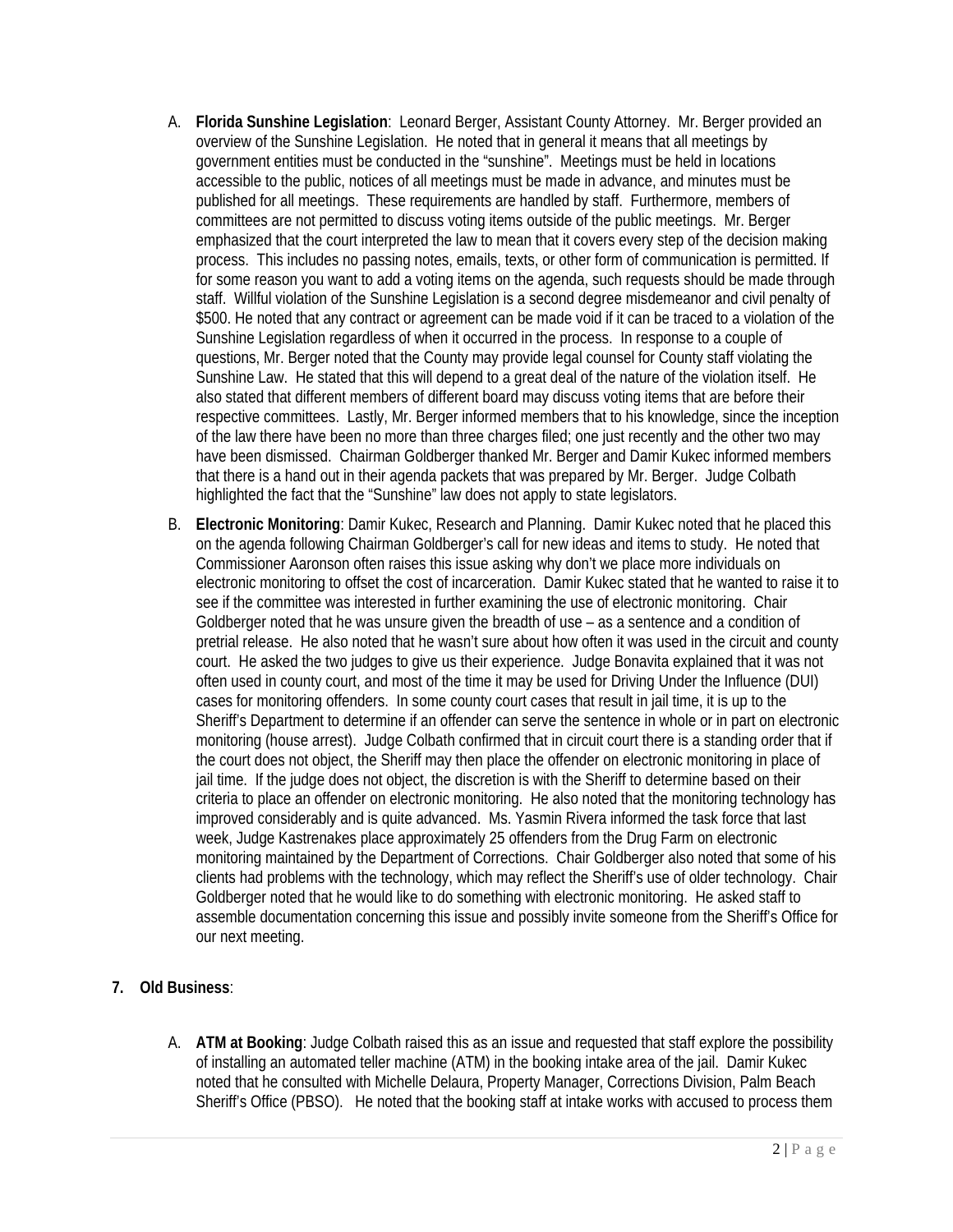A. **Florida Sunshine Legislation**: Leonard Berger, Assistant County Attorney. Mr. Berger provided an overview of the Sunshine Legislation. He noted that in general it means that all meetings by government entities must be conducted in the "sunshine". Meetings must be held in locations accessible to the public, notices of all meetings must be made in advance, and minutes must be published for all meetings. These requirements are handled by staff. Furthermore, members of committees are not permitted to discuss voting items outside of the public meetings. Mr. Berger emphasized that the court interpreted the law to mean that it covers every step of the decision making process. This includes no passing notes, emails, texts, or other form of communication is permitted. If for some reason you want to add a voting items on the agenda, such requests should be made through staff. Willful violation of the Sunshine Legislation is a second degree misdemeanor and civil penalty of $500. He noted that any contract or agreement can be made void if it can be traced to a violation of the Sunshine Legislation regardless of when it occurred in the process. In response to a couple of questions, Mr. Berger noted that the County may provide legal counsel for County staff violating the Sunshine Law. He stated that this will depend to a great deal of the nature of the violation itself. He also stated that different members of different board may discuss voting items that are before their respective committees. Lastly, Mr. Berger informed members that to his knowledge, since the inception of the law there have been no more than three charges filed; one just recently and the other two may have been dismissed. Chairman Goldberger thanked Mr. Berger and Damir Kukec informed members that there is a hand out in their agenda packets that was prepared by Mr. Berger. Judge Colbath highlighted the fact that the "Sunshine" law does not apply to state legislators.

B. **Electronic Monitoring**: Damir Kukec, Research and Planning. Damir Kukec noted that he placed this on the agenda following Chairman Goldberger's call for new ideas and items to study. He noted that Commissioner Aaronson often raises this issue asking why don't we place more individuals on electronic monitoring to offset the cost of incarceration. Damir Kukec stated that he wanted to raise it to see if the committee was interested in further examining the use of electronic monitoring. Chair Goldberger noted that he was unsure given the breadth of use – as a sentence and a condition of pretrial release. He also noted that he wasn't sure about how often it was used in the circuit and county court. He asked the two judges to give us their experience. Judge Bonavita explained that it was not often used in county court, and most of the time it may be used for Driving Under the Influence (DUI) cases for monitoring offenders. In some county court cases that result in jail time, it is up to the Sheriff's Department to determine if an offender can serve the sentence in whole or in part on electronic monitoring (house arrest). Judge Colbath confirmed that in circuit court there is a standing order that if the court does not object, the Sheriff may then place the offender on electronic monitoring in place of jail time. If the judge does not object, the discretion is with the Sheriff to determine based on their criteria to place an offender on electronic monitoring. He also noted that the monitoring technology has improved considerably and is quite advanced. Ms. Yasmin Rivera informed the task force that last week, Judge Kastrenakes place approximately 25 offenders from the Drug Farm on electronic monitoring maintained by the Department of Corrections. Chair Goldberger also noted that some of his clients had problems with the technology, which may reflect the Sheriff's use of older technology. Chair Goldberger noted that he would like to do something with electronic monitoring. He asked staff to assemble documentation concerning this issue and possibly invite someone from the Sheriff's Office for our next meeting.

**7. Old Business**:

A. **ATM at Booking**: Judge Colbath raised this as an issue and requested that staff explore the possibility of installing an automated teller machine (ATM) in the booking intake area of the jail. Damir Kukec noted that he consulted with Michelle Delaura, Property Manager, Corrections Division, Palm Beach Sheriff's Office (PBSO). He noted that the booking staff at intake works with accused to process them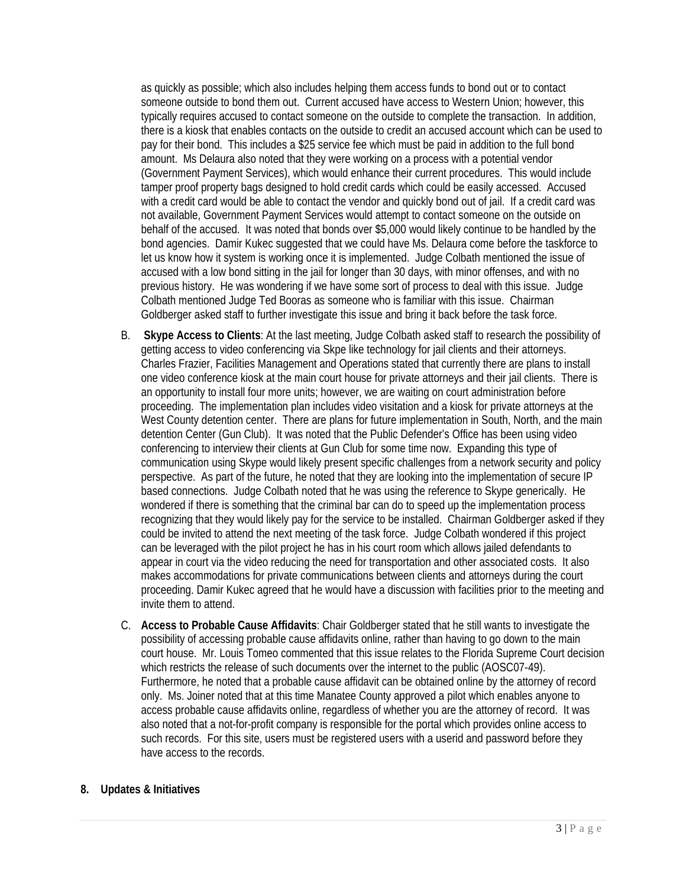as quickly as possible; which also includes helping them access funds to bond out or to contact someone outside to bond them out. Current accused have access to Western Union; however, this typically requires accused to contact someone on the outside to complete the transaction. In addition, there is a kiosk that enables contacts on the outside to credit an accused account which can be used to pay for their bond. This includes a $25 service fee which must be paid in addition to the full bond amount. Ms Delaura also noted that they were working on a process with a potential vendor (Government Payment Services), which would enhance their current procedures. This would include tamper proof property bags designed to hold credit cards which could be easily accessed. Accused with a credit card would be able to contact the vendor and quickly bond out of jail. If a credit card was not available, Government Payment Services would attempt to contact someone on the outside on behalf of the accused. It was noted that bonds over $5,000 would likely continue to be handled by the bond agencies. Damir Kukec suggested that we could have Ms. Delaura come before the taskforce to let us know how it system is working once it is implemented. Judge Colbath mentioned the issue of accused with a low bond sitting in the jail for longer than 30 days, with minor offenses, and with no previous history. He was wondering if we have some sort of process to deal with this issue. Judge Colbath mentioned Judge Ted Booras as someone who is familiar with this issue. Chairman Goldberger asked staff to further investigate this issue and bring it back before the task force.

B. **Skype Access to Clients**: At the last meeting, Judge Colbath asked staff to research the possibility of getting access to video conferencing via Skpe like technology for jail clients and their attorneys. Charles Frazier, Facilities Management and Operations stated that currently there are plans to install one video conference kiosk at the main court house for private attorneys and their jail clients. There is an opportunity to install four more units; however, we are waiting on court administration before proceeding. The implementation plan includes video visitation and a kiosk for private attorneys at the West County detention center. There are plans for future implementation in South, North, and the main detention Center (Gun Club). It was noted that the Public Defender's Office has been using video conferencing to interview their clients at Gun Club for some time now. Expanding this type of communication using Skype would likely present specific challenges from a network security and policy perspective. As part of the future, he noted that they are looking into the implementation of secure IP based connections. Judge Colbath noted that he was using the reference to Skype generically. He wondered if there is something that the criminal bar can do to speed up the implementation process recognizing that they would likely pay for the service to be installed. Chairman Goldberger asked if they could be invited to attend the next meeting of the task force. Judge Colbath wondered if this project can be leveraged with the pilot project he has in his court room which allows jailed defendants to appear in court via the video reducing the need for transportation and other associated costs. It also makes accommodations for private communications between clients and attorneys during the court proceeding. Damir Kukec agreed that he would have a discussion with facilities prior to the meeting and invite them to attend.

C. **Access to Probable Cause Affidavits**: Chair Goldberger stated that he still wants to investigate the possibility of accessing probable cause affidavits online, rather than having to go down to the main court house. Mr. Louis Tomeo commented that this issue relates to the Florida Supreme Court decision which restricts the release of such documents over the internet to the public (AOSC07-49). Furthermore, he noted that a probable cause affidavit can be obtained online by the attorney of record only. Ms. Joiner noted that at this time Manatee County approved a pilot which enables anyone to access probable cause affidavits online, regardless of whether you are the attorney of record. It was also noted that a not-for-profit company is responsible for the portal which provides online access to such records. For this site, users must be registered users with a userid and password before they have access to the records.

**8. Updates & Initiatives**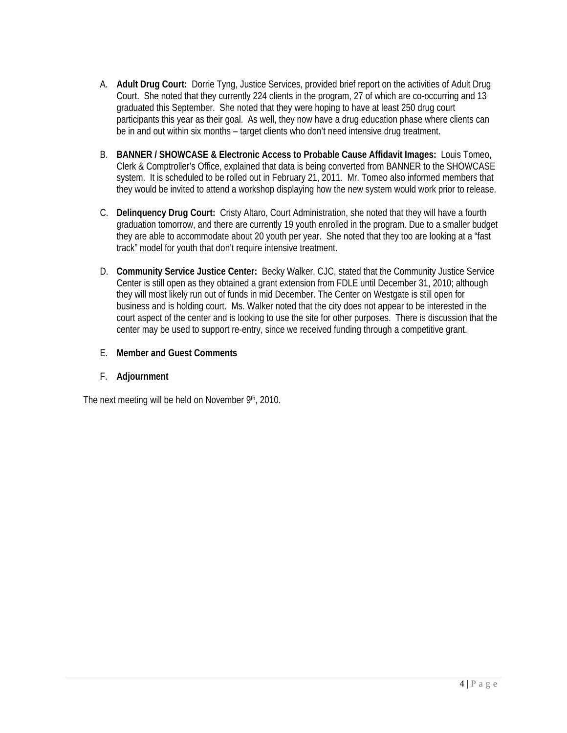A. **Adult Drug Court:** Dorrie Tyng, Justice Services, provided brief report on the activities of Adult Drug Court. She noted that they currently 224 clients in the program, 27 of which are co-occurring and 13 graduated this September. She noted that they were hoping to have at least 250 drug court participants this year as their goal. As well, they now have a drug education phase where clients can be in and out within six months – target clients who don't need intensive drug treatment.

B. **BANNER / SHOWCASE & Electronic Access to Probable Cause Affidavit Images:** Louis Tomeo, Clerk & Comptroller's Office, explained that data is being converted from BANNER to the SHOWCASE system. It is scheduled to be rolled out in February 21, 2011. Mr. Tomeo also informed members that they would be invited to attend a workshop displaying how the new system would work prior to release.

C. **Delinquency Drug Court:** Cristy Altaro, Court Administration, she noted that they will have a fourth graduation tomorrow, and there are currently 19 youth enrolled in the program. Due to a smaller budget they are able to accommodate about 20 youth per year. She noted that they too are looking at a "fast track" model for youth that don't require intensive treatment.

D. **Community Service Justice Center:** Becky Walker, CJC, stated that the Community Justice Service Center is still open as they obtained a grant extension from FDLE until December 31, 2010; although they will most likely run out of funds in mid December. The Center on Westgate is still open for business and is holding court. Ms. Walker noted that the city does not appear to be interested in the court aspect of the center and is looking to use the site for other purposes. There is discussion that the center may be used to support re-entry, since we received funding through a competitive grant.

E. **Member and Guest Comments**

F. **Adjournment**

The next meeting will be held on November 9th, 2010.